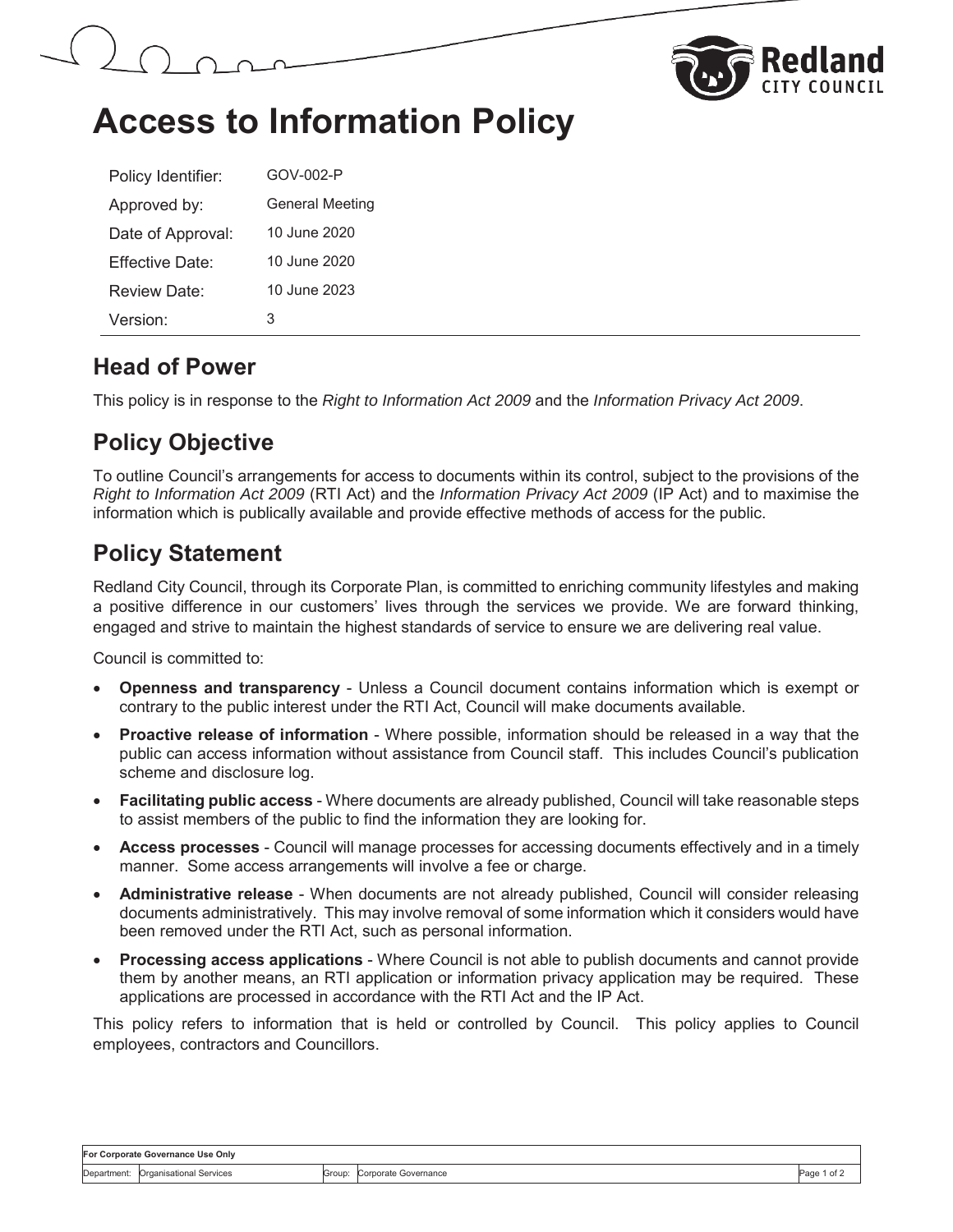# Access to Information Policy

| | |
|---|---|
| Policy Identifier: | GOV-002-P |
| Approved by: | General Meeting |
| Date of Approval: | 10 June 2020 |
| Effective Date: | 10 June 2020 |
| Review Date: | 10 June 2023 |
| Version: | 3 |

## Head of Power

This policy is in response to the *Right to Information Act 2009* and the *Information Privacy Act 2009*.

## Policy Objective

To outline Council's arrangements for access to documents within its control, subject to the provisions of the *Right to Information Act 2009* (RTI Act) and the *Information Privacy Act 2009* (IP Act) and to maximise the information which is publically available and provide effective methods of access for the public.

## Policy Statement

Redland City Council, through its Corporate Plan, is committed to enriching community lifestyles and making a positive difference in our customers' lives through the services we provide. We are forward thinking, engaged and strive to maintain the highest standards of service to ensure we are delivering real value.

Council is committed to:

- **Openness and transparency** - Unless a Council document contains information which is exempt or contrary to the public interest under the RTI Act, Council will make documents available.
- **Proactive release of information** - Where possible, information should be released in a way that the public can access information without assistance from Council staff. This includes Council's publication scheme and disclosure log.
- **Facilitating public access** - Where documents are already published, Council will take reasonable steps to assist members of the public to find the information they are looking for.
- **Access processes** - Council will manage processes for accessing documents effectively and in a timely manner. Some access arrangements will involve a fee or charge.
- **Administrative release** - When documents are not already published, Council will consider releasing documents administratively. This may involve removal of some information which it considers would have been removed under the RTI Act, such as personal information.
- **Processing access applications** - Where Council is not able to publish documents and cannot provide them by another means, an RTI application or information privacy application may be required. These applications are processed in accordance with the RTI Act and the IP Act.

This policy refers to information that is held or controlled by Council. This policy applies to Council employees, contractors and Councillors.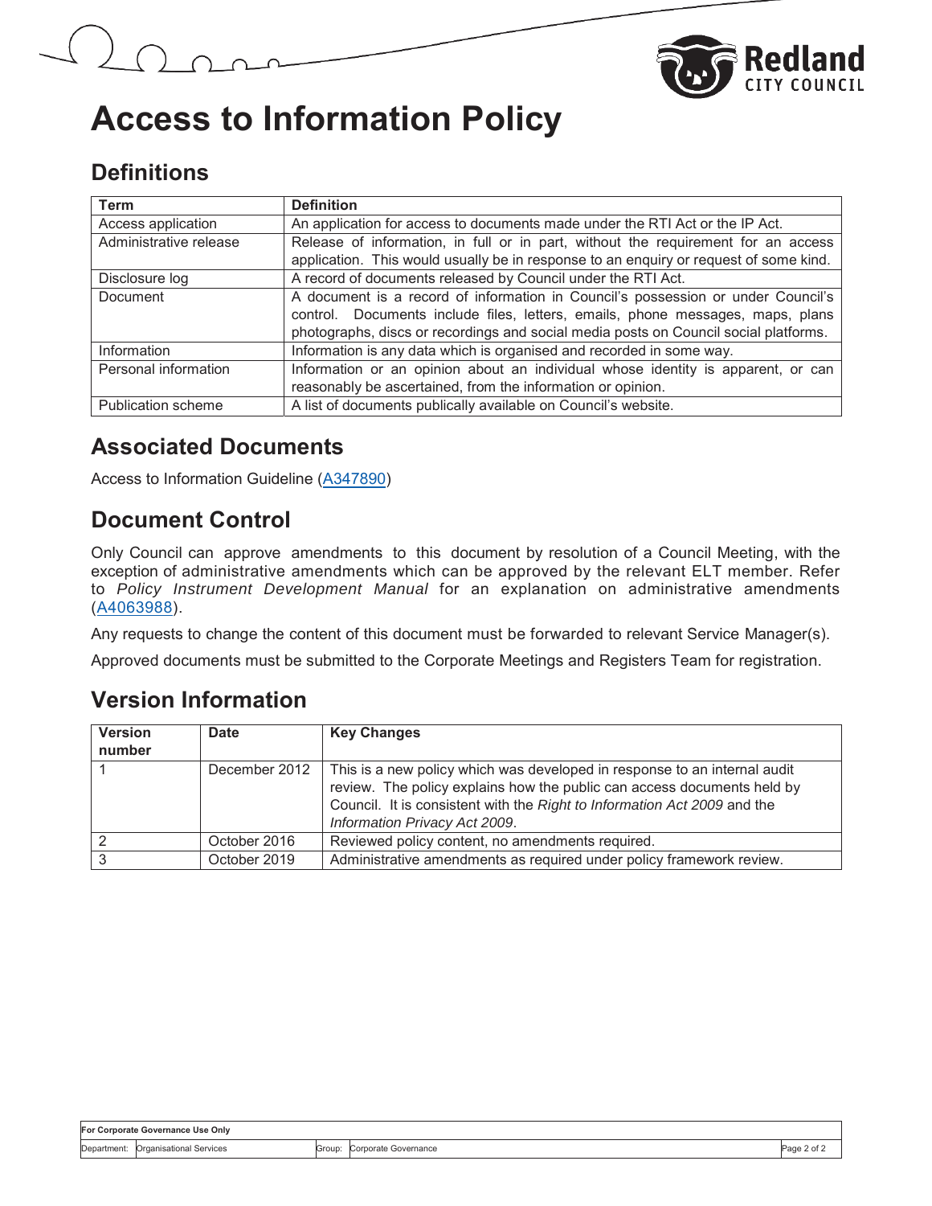# Access to Information Policy

## Definitions

| Term | Definition |
|---|---|
| Access application | An application for access to documents made under the RTI Act or the IP Act. |
| Administrative release | Release of information, in full or in part, without the requirement for an access application. This would usually be in response to an enquiry or request of some kind. |
| Disclosure log | A record of documents released by Council under the RTI Act. |
| Document | A document is a record of information in Council's possession or under Council's control. Documents include files, letters, emails, phone messages, maps, plans photographs, discs or recordings and social media posts on Council social platforms. |
| Information | Information is any data which is organised and recorded in some way. |
| Personal information | Information or an opinion about an individual whose identity is apparent, or can reasonably be ascertained, from the information or opinion. |
| Publication scheme | A list of documents publically available on Council's website. |

## Associated Documents

Access to Information Guideline (A347890)

## Document Control

Only Council can approve amendments to this document by resolution of a Council Meeting, with the exception of administrative amendments which can be approved by the relevant ELT member. Refer to *Policy Instrument Development Manual* for an explanation on administrative amendments (A4063988).

Any requests to change the content of this document must be forwarded to relevant Service Manager(s).

Approved documents must be submitted to the Corporate Meetings and Registers Team for registration.

## Version Information

| Version number | Date | Key Changes |
|---|---|---|
| 1 | December 2012 | This is a new policy which was developed in response to an internal audit review. The policy explains how the public can access documents held by Council. It is consistent with the *Right to Information Act 2009* and the *Information Privacy Act 2009*. |
| 2 | October 2016 | Reviewed policy content, no amendments required. |
| 3 | October 2019 | Administrative amendments as required under policy framework review. |

| For Corporate Governance Use Only | | | | |
|---|---|---|---|---|
| Department: | Organisational Services | Group: | Corporate Governance | |